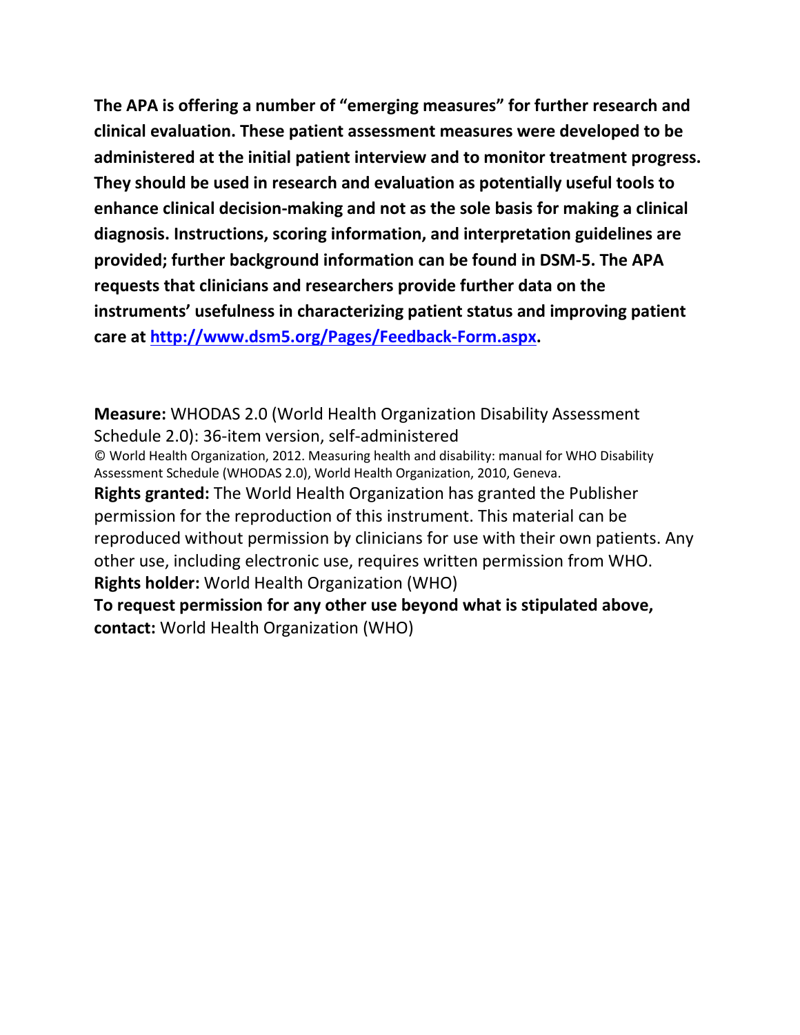**The APA is offering a number of "emerging measures" for further research and clinical evaluation. These patient assessment measures were developed to be administered at the initial patient interview and to monitor treatment progress. They should be used in research and evaluation as potentially useful tools to enhance clinical decision-making and not as the sole basis for making a clinical diagnosis. Instructions, scoring information, and interpretation guidelines are provided; further background information can be found in DSM-5. The APA requests that clinicians and researchers provide further data on the instruments' usefulness in characterizing patient status and improving patient care at [http://www.dsm5.org/Pages/Feedback-Form.aspx](http://www.dsm5.org/Pages/Feedback-Form.aspx).**

**Measure:** WHODAS 2.0 (World Health Organization Disability Assessment Schedule 2.0): 36-item version, self-administered

© World Health Organization, 2012. Measuring health and disability: manual for WHO Disability Assessment Schedule (WHODAS 2.0), World Health Organization, 2010, Geneva.

**Rights granted:** The World Health Organization has granted the Publisher permission for the reproduction of this instrument. This material can be reproduced without permission by clinicians for use with their own patients. Any other use, including electronic use, requires written permission from WHO.

**Rights holder:** World Health Organization (WHO)

**To request permission for any other use beyond what is stipulated above, contact:** World Health Organization (WHO)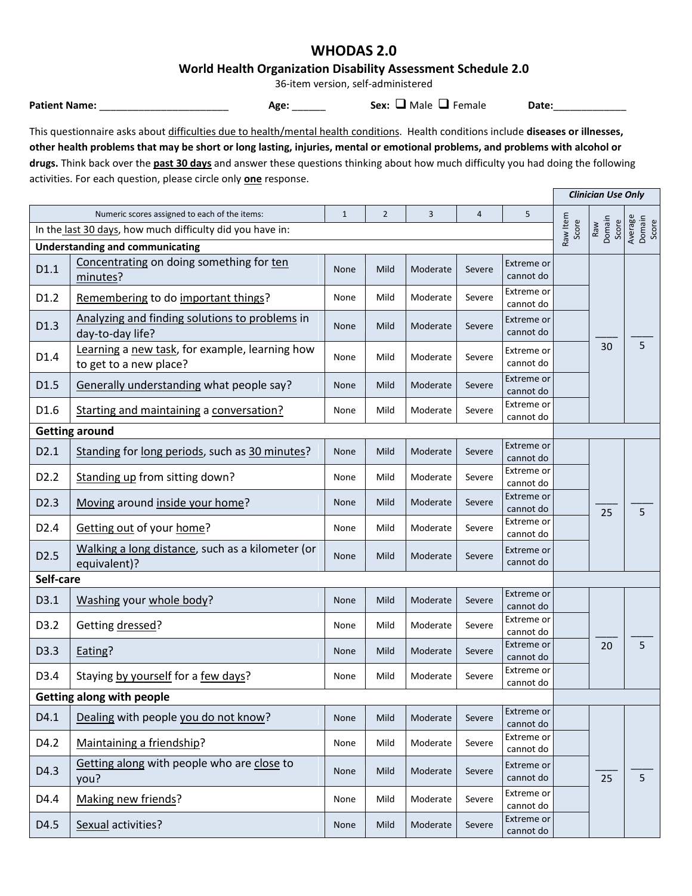# WHODAS 2.0

## World Health Organization Disability Assessment Schedule 2.0

36-item version, self-administered

**Patient Name:** _______________________ **Age:** ______ **Sex:** ❑ Male ❑ Female **Date:**_____________

This questionnaire asks about difficulties due to health/mental health conditions. Health conditions include **diseases or illnesses, other health problems that may be short or long lasting, injuries, mental or emotional problems, and problems with alcohol or drugs.** Think back over the **past 30 days** and answer these questions thinking about how much difficulty you had doing the following activities. For each question, please circle only **one** response.

| | | | | | | | ***Clinician Use Only*** | | |
|---|---|---|---|---|---|---|---|---|---|
| | Numeric scores assigned to each of the items: | 1 | 2 | 3 | 4 | 5 | Raw Item Score | Raw Domain Score | Average Domain Score |
| | In the last 30 days, how much difficulty did you have in: | | | | | | | | |
| **Understanding and communicating** | | | | | | | | | |
| D1.1 | Concentrating on doing something for ten minutes? | None | Mild | Moderate | Severe | Extreme or cannot do | | ____ 30 | ____ 5 |
| D1.2 | Remembering to do important things? | None | Mild | Moderate | Severe | Extreme or cannot do | | | |
| D1.3 | Analyzing and finding solutions to problems in day-to-day life? | None | Mild | Moderate | Severe | Extreme or cannot do | | | |
| D1.4 | Learning a new task, for example, learning how to get to a new place? | None | Mild | Moderate | Severe | Extreme or cannot do | | | |
| D1.5 | Generally understanding what people say? | None | Mild | Moderate | Severe | Extreme or cannot do | | | |
| D1.6 | Starting and maintaining a conversation? | None | Mild | Moderate | Severe | Extreme or cannot do | | | |
| **Getting around** | | | | | | | | | |
| D2.1 | Standing for long periods, such as 30 minutes? | None | Mild | Moderate | Severe | Extreme or cannot do | | ____ 25 | ____ 5 |
| D2.2 | Standing up from sitting down? | None | Mild | Moderate | Severe | Extreme or cannot do | | | |
| D2.3 | Moving around inside your home? | None | Mild | Moderate | Severe | Extreme or cannot do | | | |
| D2.4 | Getting out of your home? | None | Mild | Moderate | Severe | Extreme or cannot do | | | |
| D2.5 | Walking a long distance, such as a kilometer (or equivalent)? | None | Mild | Moderate | Severe | Extreme or cannot do | | | |
| **Self-care** | | | | | | | | | |
| D3.1 | Washing your whole body? | None | Mild | Moderate | Severe | Extreme or cannot do | | ____ 20 | ____ 5 |
| D3.2 | Getting dressed? | None | Mild | Moderate | Severe | Extreme or cannot do | | | |
| D3.3 | Eating? | None | Mild | Moderate | Severe | Extreme or cannot do | | | |
| D3.4 | Staying by yourself for a few days? | None | Mild | Moderate | Severe | Extreme or cannot do | | | |
| **Getting along with people** | | | | | | | | | |
| D4.1 | Dealing with people you do not know? | None | Mild | Moderate | Severe | Extreme or cannot do | | ____ 25 | ____ 5 |
| D4.2 | Maintaining a friendship? | None | Mild | Moderate | Severe | Extreme or cannot do | | | |
| D4.3 | Getting along with people who are close to you? | None | Mild | Moderate | Severe | Extreme or cannot do | | | |
| D4.4 | Making new friends? | None | Mild | Moderate | Severe | Extreme or cannot do | | | |
| D4.5 | Sexual activities? | None | Mild | Moderate | Severe | Extreme or cannot do | | | |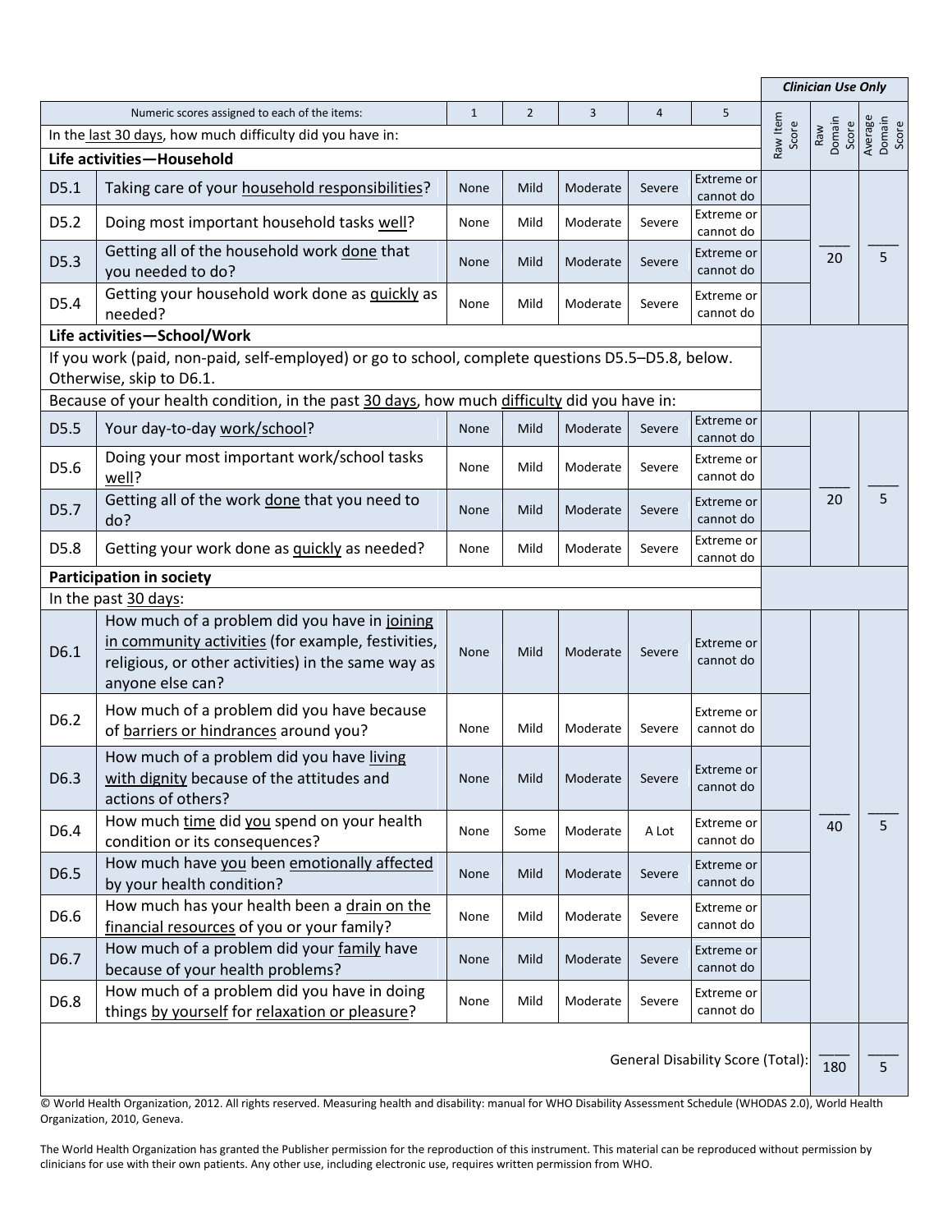| | | | | | | | | Clinician Use Only | | |
|---|---|---|---|---|---|---|---|---|---|---|
| Numeric scores assigned to each of the items: | | 1 | 2 | 3 | 4 | 5 | Raw Item Score | Raw Domain Score | Average Domain Score | |
| In the last 30 days, how much difficulty did you have in: | | | | | | | | | | |
| **Life activities—Household** | | | | | | | | | | |
| D5.1 | Taking care of your household responsibilities? | None | Mild | Moderate | Severe | Extreme or cannot do | | | | |
| D5.2 | Doing most important household tasks well? | None | Mild | Moderate | Severe | Extreme or cannot do | | | | |
| D5.3 | Getting all of the household work done that you needed to do? | None | Mild | Moderate | Severe | Extreme or cannot do | | ____ 20 | ____ 5 | |
| D5.4 | Getting your household work done as quickly as needed? | None | Mild | Moderate | Severe | Extreme or cannot do | | | | |
| **Life activities—School/Work** | | | | | | | | | | |
| If you work (paid, non-paid, self-employed) or go to school, complete questions D5.5–D5.8, below. Otherwise, skip to D6.1. | | | | | | | | | | |
| Because of your health condition, in the past 30 days, how much difficulty did you have in: | | | | | | | | | | |
| D5.5 | Your day-to-day work/school? | None | Mild | Moderate | Severe | Extreme or cannot do | | | | |
| D5.6 | Doing your most important work/school tasks well? | None | Mild | Moderate | Severe | Extreme or cannot do | | | | |
| D5.7 | Getting all of the work done that you need to do? | None | Mild | Moderate | Severe | Extreme or cannot do | | ____ 20 | ____ 5 | |
| D5.8 | Getting your work done as quickly as needed? | None | Mild | Moderate | Severe | Extreme or cannot do | | | | |
| **Participation in society** | | | | | | | | | | |
| In the past 30 days: | | | | | | | | | | |
| D6.1 | How much of a problem did you have in joining in community activities (for example, festivities, religious, or other activities) in the same way as anyone else can? | None | Mild | Moderate | Severe | Extreme or cannot do | | | | |
| D6.2 | How much of a problem did you have because of barriers or hindrances around you? | None | Mild | Moderate | Severe | Extreme or cannot do | | | | |
| D6.3 | How much of a problem did you have living with dignity because of the attitudes and actions of others? | None | Mild | Moderate | Severe | Extreme or cannot do | | | | |
| D6.4 | How much time did you spend on your health condition or its consequences? | None | Some | Moderate | A Lot | Extreme or cannot do | | ____ 40 | ____ 5 | |
| D6.5 | How much have you been emotionally affected by your health condition? | None | Mild | Moderate | Severe | Extreme or cannot do | | | | |
| D6.6 | How much has your health been a drain on the financial resources of you or your family? | None | Mild | Moderate | Severe | Extreme or cannot do | | | | |
| D6.7 | How much of a problem did your family have because of your health problems? | None | Mild | Moderate | Severe | Extreme or cannot do | | | | |
| D6.8 | How much of a problem did you have in doing things by yourself for relaxation or pleasure? | None | Mild | Moderate | Severe | Extreme or cannot do | | | | |
| General Disability Score (Total): | | | | | | | | ____ 180 | ____ 5 | |

© World Health Organization, 2012. All rights reserved. Measuring health and disability: manual for WHO Disability Assessment Schedule (WHODAS 2.0), World Health Organization, 2010, Geneva.

The World Health Organization has granted the Publisher permission for the reproduction of this instrument. This material can be reproduced without permission by clinicians for use with their own patients. Any other use, including electronic use, requires written permission from WHO.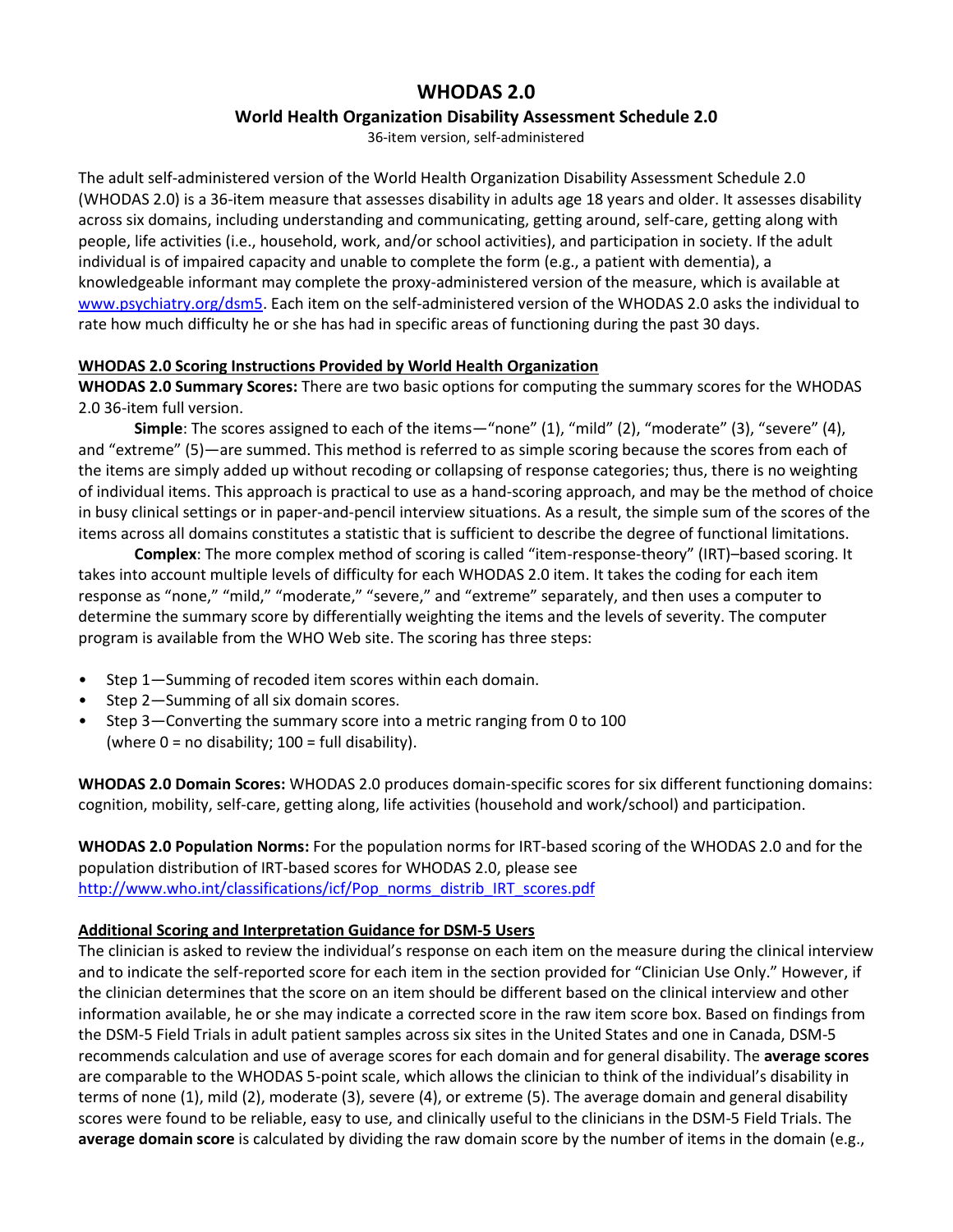# WHODAS 2.0

## World Health Organization Disability Assessment Schedule 2.0

36-item version, self-administered

The adult self-administered version of the World Health Organization Disability Assessment Schedule 2.0 (WHODAS 2.0) is a 36-item measure that assesses disability in adults age 18 years and older. It assesses disability across six domains, including understanding and communicating, getting around, self-care, getting along with people, life activities (i.e., household, work, and/or school activities), and participation in society. If the adult individual is of impaired capacity and unable to complete the form (e.g., a patient with dementia), a knowledgeable informant may complete the proxy-administered version of the measure, which is available at www.psychiatry.org/dsm5. Each item on the self-administered version of the WHODAS 2.0 asks the individual to rate how much difficulty he or she has had in specific areas of functioning during the past 30 days.

**WHODAS 2.0 Scoring Instructions Provided by World Health Organization**

**WHODAS 2.0 Summary Scores:** There are two basic options for computing the summary scores for the WHODAS 2.0 36-item full version.

**Simple**: The scores assigned to each of the items—"none" (1), "mild" (2), "moderate" (3), "severe" (4), and "extreme" (5)—are summed. This method is referred to as simple scoring because the scores from each of the items are simply added up without recoding or collapsing of response categories; thus, there is no weighting of individual items. This approach is practical to use as a hand-scoring approach, and may be the method of choice in busy clinical settings or in paper-and-pencil interview situations. As a result, the simple sum of the scores of the items across all domains constitutes a statistic that is sufficient to describe the degree of functional limitations.

**Complex**: The more complex method of scoring is called "item-response-theory" (IRT)–based scoring. It takes into account multiple levels of difficulty for each WHODAS 2.0 item. It takes the coding for each item response as "none," "mild," "moderate," "severe," and "extreme" separately, and then uses a computer to determine the summary score by differentially weighting the items and the levels of severity. The computer program is available from the WHO Web site. The scoring has three steps:

- Step 1—Summing of recoded item scores within each domain.
- Step 2—Summing of all six domain scores.
- Step 3—Converting the summary score into a metric ranging from 0 to 100 (where 0 = no disability; 100 = full disability).

**WHODAS 2.0 Domain Scores:** WHODAS 2.0 produces domain-specific scores for six different functioning domains: cognition, mobility, self-care, getting along, life activities (household and work/school) and participation.

**WHODAS 2.0 Population Norms:** For the population norms for IRT-based scoring of the WHODAS 2.0 and for the population distribution of IRT-based scores for WHODAS 2.0, please see http://www.who.int/classifications/icf/Pop_norms_distrib_IRT_scores.pdf

**Additional Scoring and Interpretation Guidance for DSM-5 Users**

The clinician is asked to review the individual's response on each item on the measure during the clinical interview and to indicate the self-reported score for each item in the section provided for "Clinician Use Only." However, if the clinician determines that the score on an item should be different based on the clinical interview and other information available, he or she may indicate a corrected score in the raw item score box. Based on findings from the DSM-5 Field Trials in adult patient samples across six sites in the United States and one in Canada, DSM-5 recommends calculation and use of average scores for each domain and for general disability. The **average scores** are comparable to the WHODAS 5-point scale, which allows the clinician to think of the individual's disability in terms of none (1), mild (2), moderate (3), severe (4), or extreme (5). The average domain and general disability scores were found to be reliable, easy to use, and clinically useful to the clinicians in the DSM-5 Field Trials. The **average domain score** is calculated by dividing the raw domain score by the number of items in the domain (e.g.,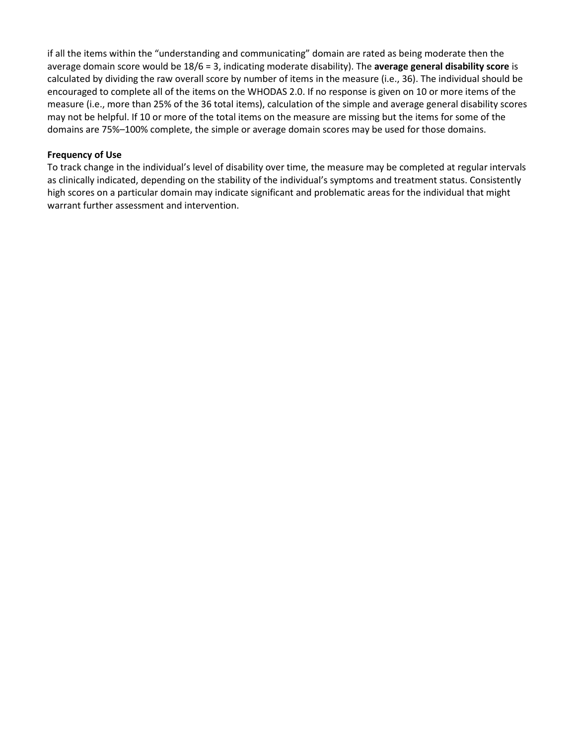if all the items within the “understanding and communicating” domain are rated as being moderate then the average domain score would be 18/6 = 3, indicating moderate disability). The **average general disability score** is calculated by dividing the raw overall score by number of items in the measure (i.e., 36). The individual should be encouraged to complete all of the items on the WHODAS 2.0. If no response is given on 10 or more items of the measure (i.e., more than 25% of the 36 total items), calculation of the simple and average general disability scores may not be helpful. If 10 or more of the total items on the measure are missing but the items for some of the domains are 75%–100% complete, the simple or average domain scores may be used for those domains.

**Frequency of Use**

To track change in the individual’s level of disability over time, the measure may be completed at regular intervals as clinically indicated, depending on the stability of the individual’s symptoms and treatment status. Consistently high scores on a particular domain may indicate significant and problematic areas for the individual that might warrant further assessment and intervention.